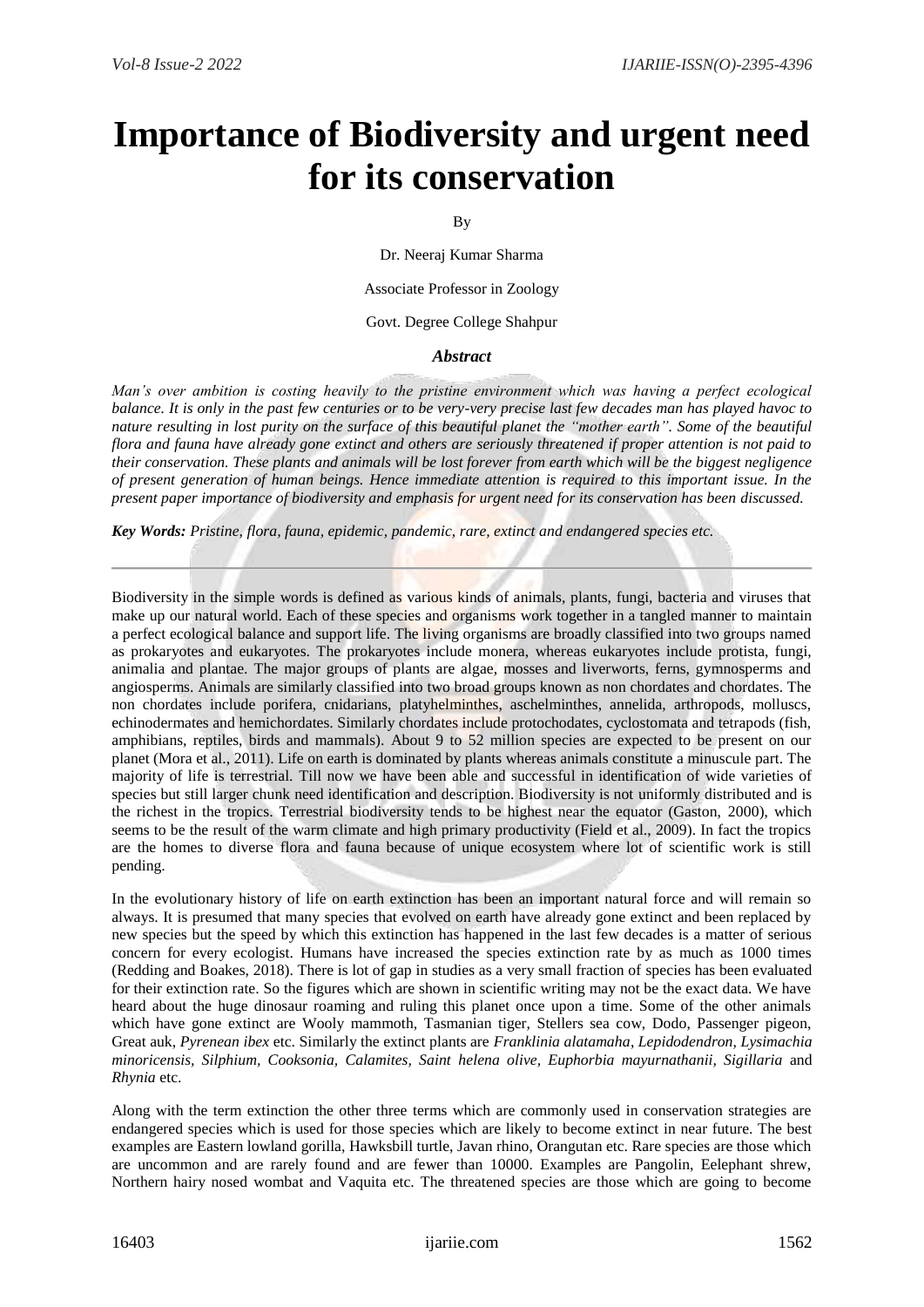# Importance of Biodiversity and urgent need for its conservation

By

Dr. Neeraj Kumar Sharma

Associate Professor in Zoology

Govt. Degree College Shahpur

### *Abstract*

*Man's over ambition is costing heavily to the pristine environment which was having a perfect ecological balance. It is only in the past few centuries or to be very-very precise last few decades man has played havoc to nature resulting in lost purity on the surface of this beautiful planet the "mother earth". Some of the beautiful flora and fauna have already gone extinct and others are seriously threatened if proper attention is not paid to their conservation. These plants and animals will be lost forever from earth which will be the biggest negligence of present generation of human beings. Hence immediate attention is required to this important issue. In the present paper importance of biodiversity and emphasis for urgent need for its conservation has been discussed.*

***Key Words:*** *Pristine, flora, fauna, epidemic, pandemic, rare, extinct and endangered species etc.*

---

Biodiversity in the simple words is defined as various kinds of animals, plants, fungi, bacteria and viruses that make up our natural world. Each of these species and organisms work together in a tangled manner to maintain a perfect ecological balance and support life. The living organisms are broadly classified into two groups named as prokaryotes and eukaryotes. The prokaryotes include monera, whereas eukaryotes include protista, fungi, animalia and plantae. The major groups of plants are algae, mosses and liverworts, ferns, gymnosperms and angiosperms. Animals are similarly classified into two broad groups known as non chordates and chordates. The non chordates include porifera, cnidarians, platyhelminthes, aschelminthes, annelida, arthropods, molluscs, echinodermates and hemichordates. Similarly chordates include protochodates, cyclostomata and tetrapods (fish, amphibians, reptiles, birds and mammals). About 9 to 52 million species are expected to be present on our planet (Mora et al., 2011). Life on earth is dominated by plants whereas animals constitute a minuscule part. The majority of life is terrestrial. Till now we have been able and successful in identification of wide varieties of species but still larger chunk need identification and description. Biodiversity is not uniformly distributed and is the richest in the tropics. Terrestrial biodiversity tends to be highest near the equator (Gaston, 2000), which seems to be the result of the warm climate and high primary productivity (Field et al., 2009). In fact the tropics are the homes to diverse flora and fauna because of unique ecosystem where lot of scientific work is still pending.

In the evolutionary history of life on earth extinction has been an important natural force and will remain so always. It is presumed that many species that evolved on earth have already gone extinct and been replaced by new species but the speed by which this extinction has happened in the last few decades is a matter of serious concern for every ecologist. Humans have increased the species extinction rate by as much as 1000 times (Redding and Boakes, 2018). There is lot of gap in studies as a very small fraction of species has been evaluated for their extinction rate. So the figures which are shown in scientific writing may not be the exact data. We have heard about the huge dinosaur roaming and ruling this planet once upon a time. Some of the other animals which have gone extinct are Wooly mammoth, Tasmanian tiger, Stellers sea cow, Dodo, Passenger pigeon, Great auk, *Pyrenean ibex* etc. Similarly the extinct plants are *Franklinia alatamaha*, *Lepidodendron, Lysimachia minoricensis, Silphium, Cooksonia, Calamites, Saint helena olive, Euphorbia mayurnathanii, Sigillaria* and *Rhynia* etc.

Along with the term extinction the other three terms which are commonly used in conservation strategies are endangered species which is used for those species which are likely to become extinct in near future. The best examples are Eastern lowland gorilla, Hawksbill turtle, Javan rhino, Orangutan etc. Rare species are those which are uncommon and are rarely found and are fewer than 10000. Examples are Pangolin, Eelephant shrew, Northern hairy nosed wombat and Vaquita etc. The threatened species are those which are going to become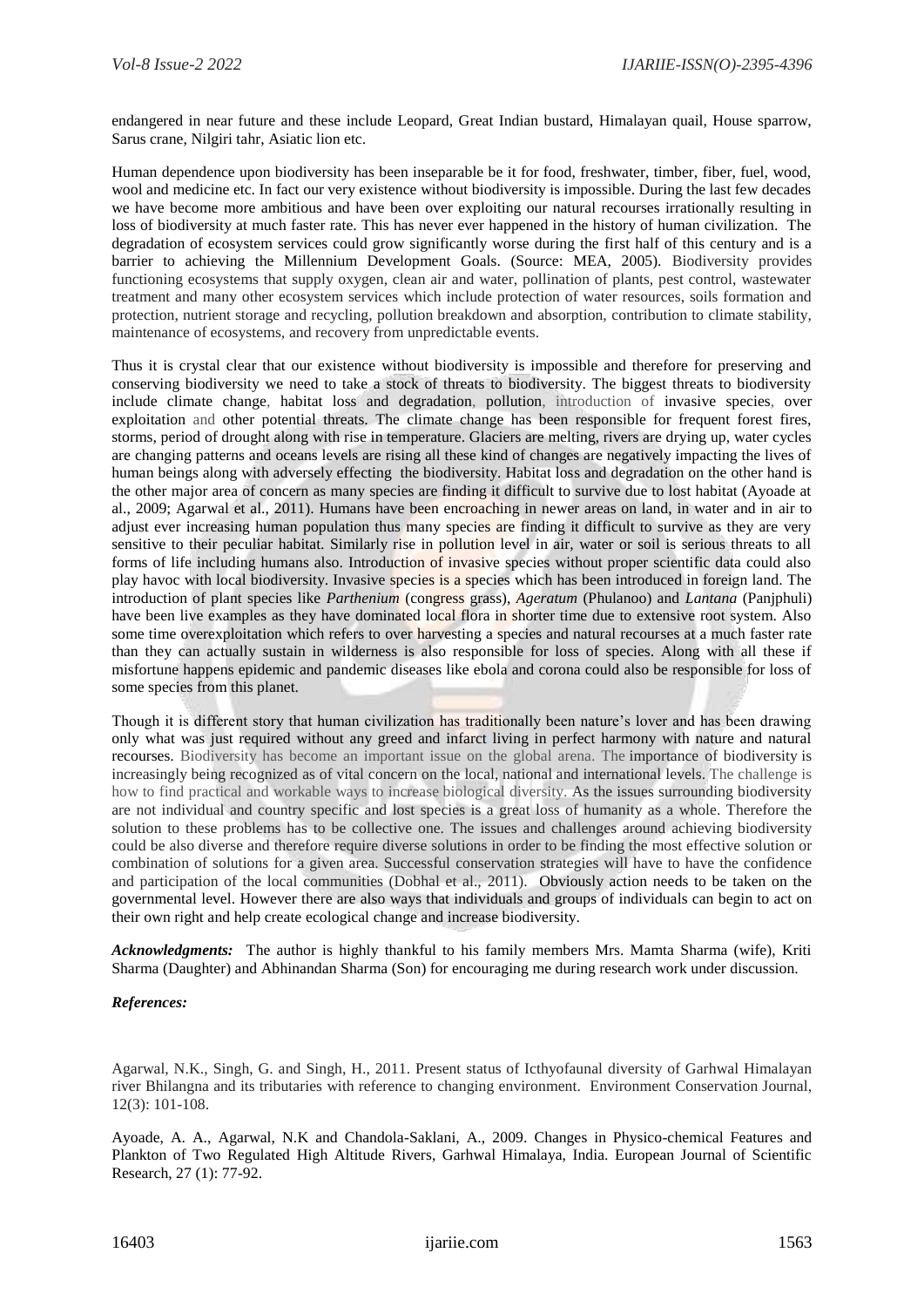endangered in near future and these include Leopard, Great Indian bustard, Himalayan quail, House sparrow, Sarus crane, Nilgiri tahr, Asiatic lion etc.

Human dependence upon biodiversity has been inseparable be it for food, freshwater, timber, fiber, fuel, wood, wool and medicine etc. In fact our very existence without biodiversity is impossible. During the last few decades we have become more ambitious and have been over exploiting our natural recourses irrationally resulting in loss of biodiversity at much faster rate. This has never ever happened in the history of human civilization. The degradation of ecosystem services could grow significantly worse during the first half of this century and is a barrier to achieving the Millennium Development Goals. (Source: MEA, 2005). Biodiversity provides functioning ecosystems that supply oxygen, clean air and water, pollination of plants, pest control, wastewater treatment and many other ecosystem services which include protection of water resources, soils formation and protection, nutrient storage and recycling, pollution breakdown and absorption, contribution to climate stability, maintenance of ecosystems, and recovery from unpredictable events.

Thus it is crystal clear that our existence without biodiversity is impossible and therefore for preserving and conserving biodiversity we need to take a stock of threats to biodiversity. The biggest threats to biodiversity include climate change, habitat loss and degradation, pollution, introduction of invasive species, over exploitation and other potential threats. The climate change has been responsible for frequent forest fires, storms, period of drought along with rise in temperature. Glaciers are melting, rivers are drying up, water cycles are changing patterns and oceans levels are rising all these kind of changes are negatively impacting the lives of human beings along with adversely effecting the biodiversity. Habitat loss and degradation on the other hand is the other major area of concern as many species are finding it difficult to survive due to lost habitat (Ayoade at al., 2009; Agarwal et al., 2011). Humans have been encroaching in newer areas on land, in water and in air to adjust ever increasing human population thus many species are finding it difficult to survive as they are very sensitive to their peculiar habitat. Similarly rise in pollution level in air, water or soil is serious threats to all forms of life including humans also. Introduction of invasive species without proper scientific data could also play havoc with local biodiversity. Invasive species is a species which has been introduced in foreign land. The introduction of plant species like *Parthenium* (congress grass), *Ageratum* (Phulanoo) and *Lantana* (Panjphuli) have been live examples as they have dominated local flora in shorter time due to extensive root system. Also some time overexploitation which refers to over harvesting a species and natural recourses at a much faster rate than they can actually sustain in wilderness is also responsible for loss of species. Along with all these if misfortune happens epidemic and pandemic diseases like ebola and corona could also be responsible for loss of some species from this planet.

Though it is different story that human civilization has traditionally been nature's lover and has been drawing only what was just required without any greed and infarct living in perfect harmony with nature and natural recourses. Biodiversity has become an important issue on the global arena. The importance of biodiversity is increasingly being recognized as of vital concern on the local, national and international levels. The challenge is how to find practical and workable ways to increase biological diversity. As the issues surrounding biodiversity are not individual and country specific and lost species is a great loss of humanity as a whole. Therefore the solution to these problems has to be collective one. The issues and challenges around achieving biodiversity could be also diverse and therefore require diverse solutions in order to be finding the most effective solution or combination of solutions for a given area. Successful conservation strategies will have to have the confidence and participation of the local communities (Dobhal et al., 2011). Obviously action needs to be taken on the governmental level. However there are also ways that individuals and groups of individuals can begin to act on their own right and help create ecological change and increase biodiversity.

***Acknowledgments:*** The author is highly thankful to his family members Mrs. Mamta Sharma (wife), Kriti Sharma (Daughter) and Abhinandan Sharma (Son) for encouraging me during research work under discussion.

***References:***

Agarwal, N.K., Singh, G. and Singh, H., 2011. Present status of Icthyofaunal diversity of Garhwal Himalayan river Bhilangna and its tributaries with reference to changing environment. Environment Conservation Journal, 12(3): 101-108.

Ayoade, A. A., Agarwal, N.K and Chandola-Saklani, A., 2009. Changes in Physico-chemical Features and Plankton of Two Regulated High Altitude Rivers, Garhwal Himalaya, India. European Journal of Scientific Research, 27 (1): 77-92.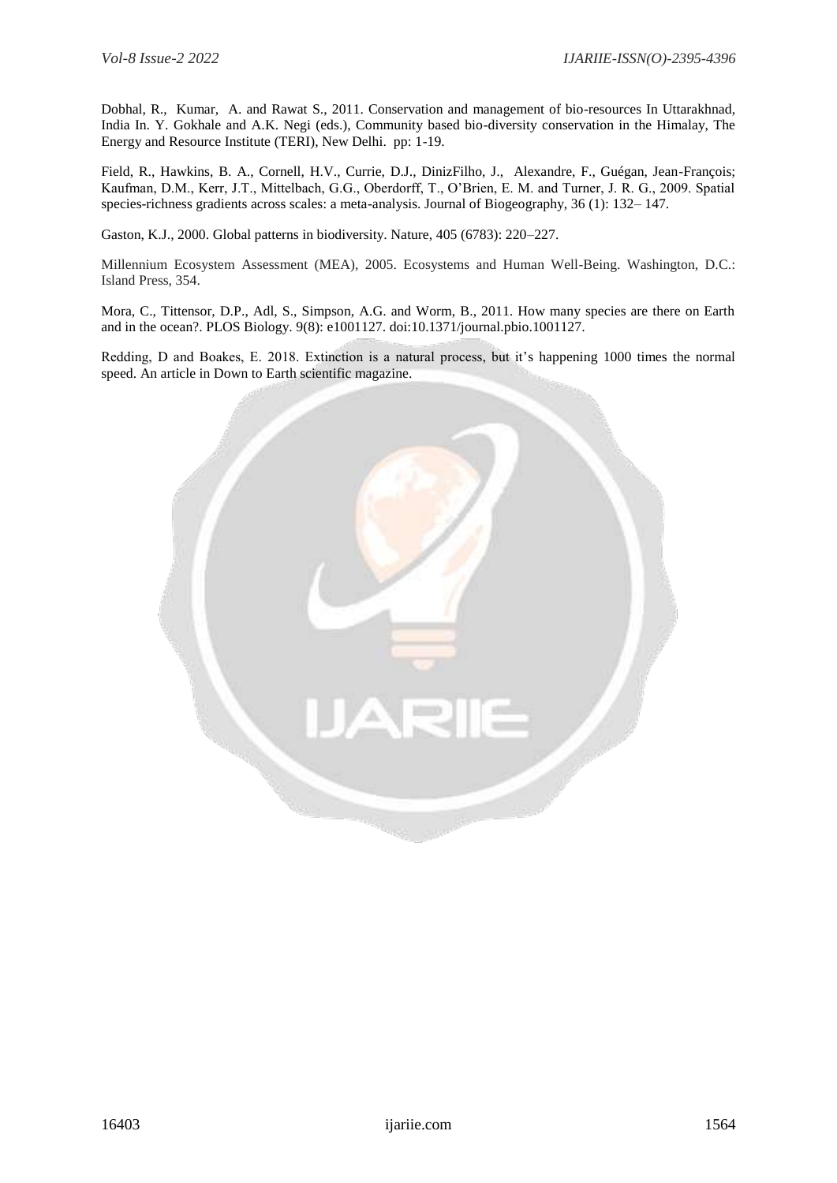Dobhal, R., Kumar, A. and Rawat S., 2011. Conservation and management of bio-resources In Uttarakhnad, India In. Y. Gokhale and A.K. Negi (eds.), Community based bio-diversity conservation in the Himalay, The Energy and Resource Institute (TERI), New Delhi. pp: 1-19.

Field, R., Hawkins, B. A., Cornell, H.V., Currie, D.J., DinizFilho, J., Alexandre, F., Guégan, Jean-François; Kaufman, D.M., Kerr, J.T., Mittelbach, G.G., Oberdorff, T., O'Brien, E. M. and Turner, J. R. G., 2009. Spatial species-richness gradients across scales: a meta-analysis. Journal of Biogeography, 36 (1): 132– 147.

Gaston, K.J., 2000. Global patterns in biodiversity. Nature, 405 (6783): 220–227.

Millennium Ecosystem Assessment (MEA), 2005. Ecosystems and Human Well-Being. Washington, D.C.: Island Press, 354.

Mora, C., Tittensor, D.P., Adl, S., Simpson, A.G. and Worm, B., 2011. How many species are there on Earth and in the ocean?. PLOS Biology. 9(8): e1001127. doi:10.1371/journal.pbio.1001127.

Redding, D and Boakes, E. 2018. Extinction is a natural process, but it's happening 1000 times the normal speed. An article in Down to Earth scientific magazine.